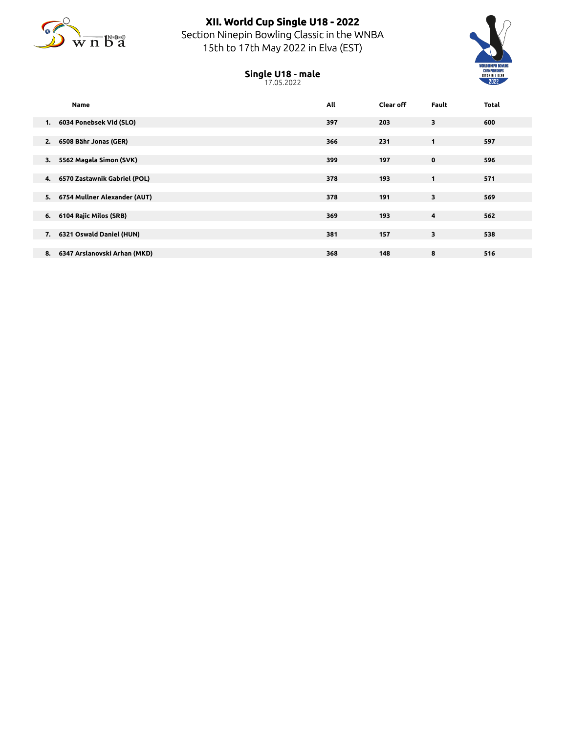# XII. World Cup Single U18 - 2022

Section Ninepin Bowling Classic in the WNBA

15th to 17th May 2022 in Elva (EST)

## Single U18 - male

17.05.2022

| | Name | All | Clear off | Fault | Total |
|---|---|---|---|---|---|
| 1. | 6034 Ponebsek Vid (SLO) | 397 | 203 | 3 | 600 |
| 2. | 6508 Bähr Jonas (GER) | 366 | 231 | 1 | 597 |
| 3. | 5562 Magala Simon (SVK) | 399 | 197 | 0 | 596 |
| 4. | 6570 Zastawnik Gabriel (POL) | 378 | 193 | 1 | 571 |
| 5. | 6754 Mullner Alexander (AUT) | 378 | 191 | 3 | 569 |
| 6. | 6104 Rajic Milos (SRB) | 369 | 193 | 4 | 562 |
| 7. | 6321 Oswald Daniel (HUN) | 381 | 157 | 3 | 538 |
| 8. | 6347 Arslanovski Arhan (MKD) | 368 | 148 | 8 | 516 |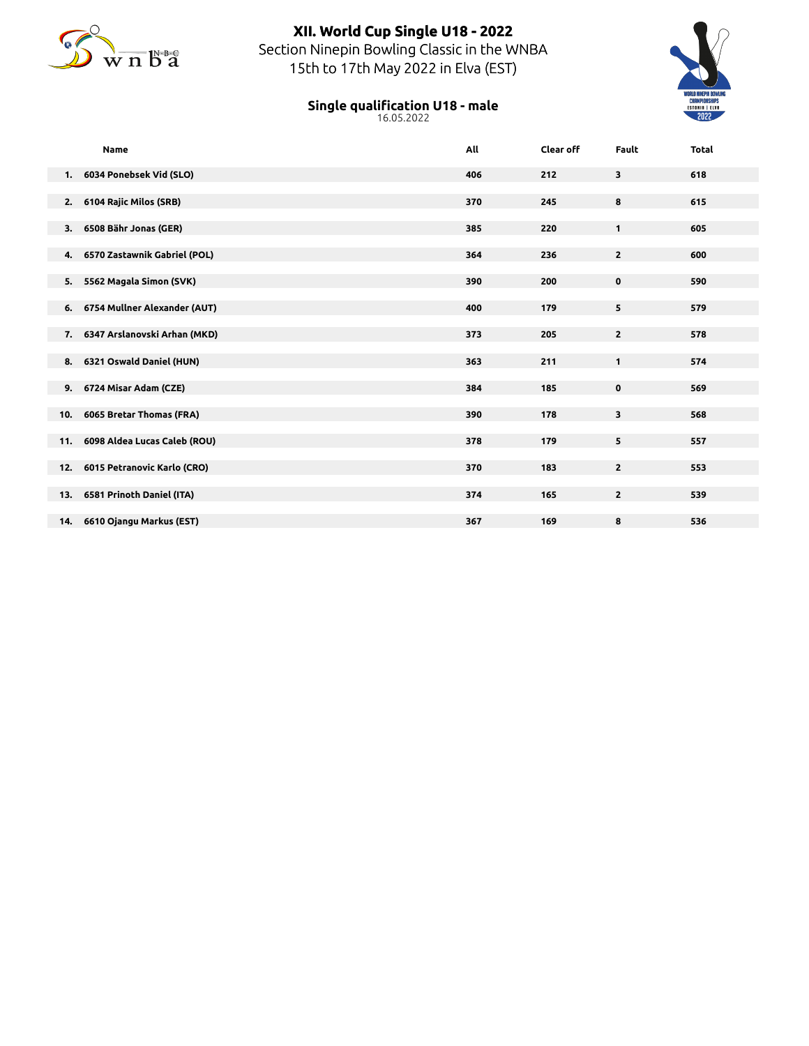# XII. World Cup Single U18 - 2022

Section Ninepin Bowling Classic in the WNBA
15th to 17th May 2022 in Elva (EST)

## Single qualification U18 - male

16.05.2022

| | Name | All | Clear off | Fault | Total |
|---|---|---|---|---|---|
| 1. | 6034 Ponebsek Vid (SLO) | 406 | 212 | 3 | 618 |
| 2. | 6104 Rajic Milos (SRB) | 370 | 245 | 8 | 615 |
| 3. | 6508 Bähr Jonas (GER) | 385 | 220 | 1 | 605 |
| 4. | 6570 Zastawnik Gabriel (POL) | 364 | 236 | 2 | 600 |
| 5. | 5562 Magala Simon (SVK) | 390 | 200 | 0 | 590 |
| 6. | 6754 Mullner Alexander (AUT) | 400 | 179 | 5 | 579 |
| 7. | 6347 Arslanovski Arhan (MKD) | 373 | 205 | 2 | 578 |
| 8. | 6321 Oswald Daniel (HUN) | 363 | 211 | 1 | 574 |
| 9. | 6724 Misar Adam (CZE) | 384 | 185 | 0 | 569 |
| 10. | 6065 Bretar Thomas (FRA) | 390 | 178 | 3 | 568 |
| 11. | 6098 Aldea Lucas Caleb (ROU) | 378 | 179 | 5 | 557 |
| 12. | 6015 Petranovic Karlo (CRO) | 370 | 183 | 2 | 553 |
| 13. | 6581 Prinoth Daniel (ITA) | 374 | 165 | 2 | 539 |
| 14. | 6610 Ojangu Markus (EST) | 367 | 169 | 8 | 536 |